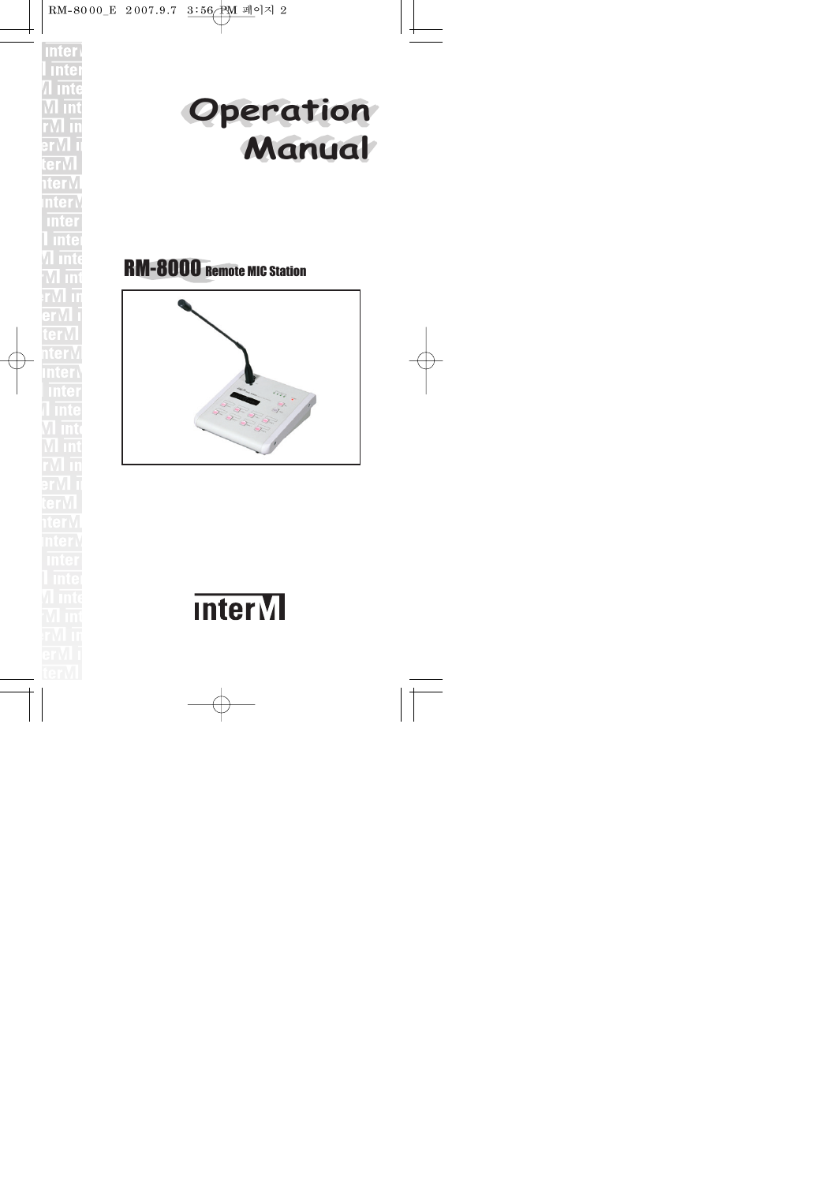# Operation Manual

## RM-8000 Remote MIC Station

interM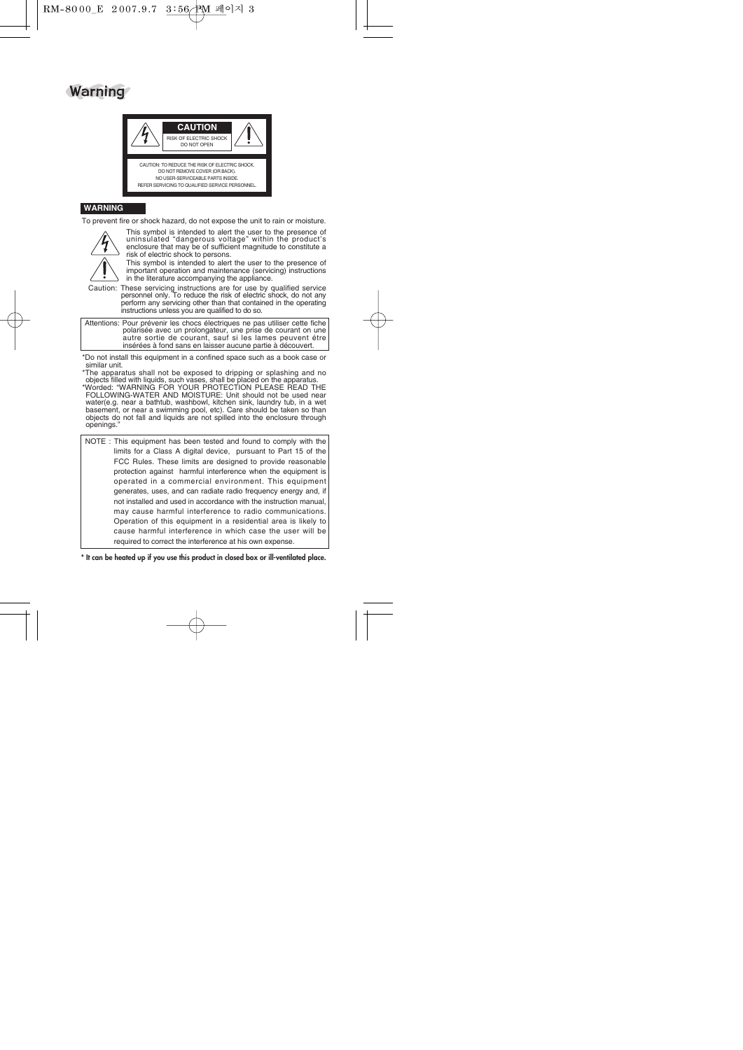# Warning

**CAUTION**

RISK OF ELECTRIC SHOCK
DO NOT OPEN

CAUTION: TO REDUCE THE RISK OF ELECTRIC SHOCK.
DO NOT REMOVE COVER (OR BACK).
NO USER-SERVICEABLE PARTS INSIDE.
REFER SERVICING TO QUALIFIED SERVICE PERSONNEL.

**WARNING**

To prevent fire or shock hazard, do not expose the unit to rain or moisture.

This symbol is intended to alert the user to the presence of uninsulated "dangerous voltage" within the product's enclosure that may be of sufficient magnitude to constitute a risk of electric shock to persons.

This symbol is intended to alert the user to the presence of important operation and maintenance (servicing) instructions in the literature accompanying the appliance.

Caution: These servicing instructions are for use by qualified service personnel only. To reduce the risk of electric shock, do not any perform any servicing other than that contained in the operating instructions unless you are qualified to do so.

Attentions: Pour prévenir les chocs électriques ne pas utiliser cette fiche polarisée avec un prolongateur, une prise de courant on une autre sortie de courant, sauf si les lames peuvent étre insérées à fond sans en laisser aucune partie à découvert.

*Do not install this equipment in a confined space such as a book case or similar unit.
*The apparatus shall not be exposed to dripping or splashing and no objects filled with liquids, such vases, shall be placed on the apparatus.
*Worded: "WARNING FOR YOUR PROTECTION PLEASE READ THE FOLLOWING-WATER AND MOISTURE: Unit should not be used near water(e.g. near a bathtub, washbowl, kitchen sink, laundry tub, in a wet basement, or near a swimming pool, etc). Care should be taken so than objects do not fall and liquids are not spilled into the enclosure through openings."

NOTE : This equipment has been tested and found to comply with the limits for a Class A digital device, pursuant to Part 15 of the FCC Rules. These limits are designed to provide reasonable protection against harmful interference when the equipment is operated in a commercial environment. This equipment generates, uses, and can radiate radio frequency energy and, if not installed and used in accordance with the instruction manual, may cause harmful interference to radio communications. Operation of this equipment in a residential area is likely to cause harmful interference in which case the user will be required to correct the interference at his own expense.

**\* It can be heated up if you use this product in closed box or ill-ventilated place.**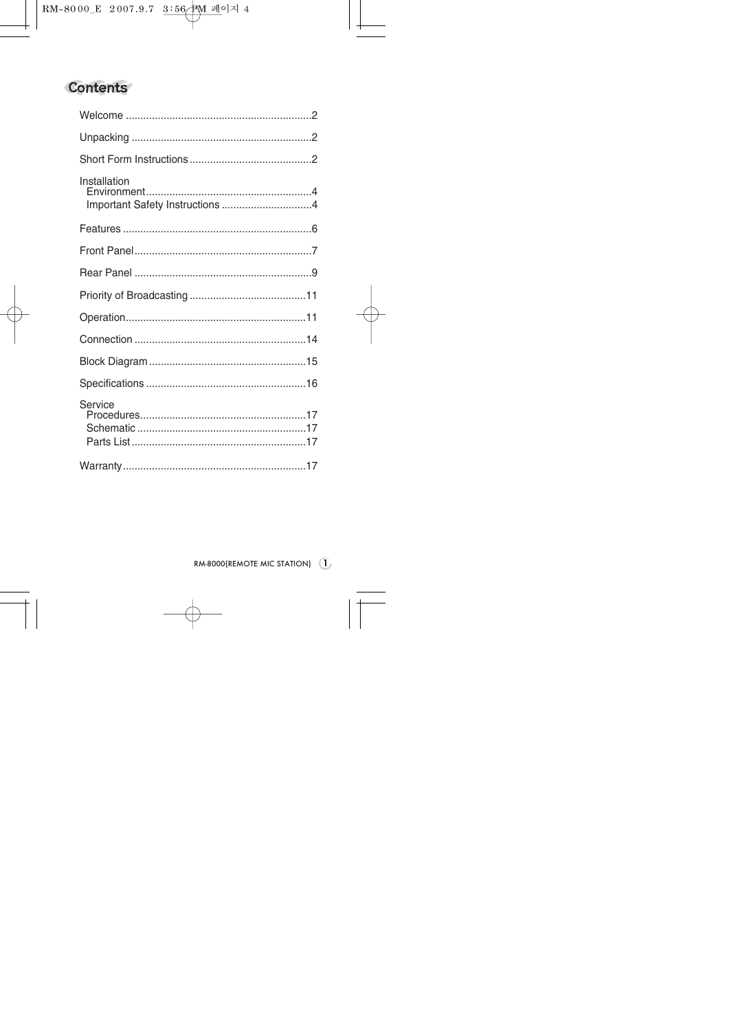# Contents

- Welcome ...............................................................2
- Unpacking .............................................................2
- Short Form Instructions .........................................2
- Installation
  - Environment........................................................4
  - Important Safety Instructions ...............................4
- Features ................................................................6
- Front Panel............................................................7
- Rear Panel ............................................................9
- Priority of Broadcasting ........................................11
- Operation.............................................................11
- Connection ..........................................................14
- Block Diagram .....................................................15
- Specifications ......................................................16
- Service
  - Procedures.........................................................17
  - Schematic ..........................................................17
  - Parts List ...........................................................17
- Warranty..............................................................17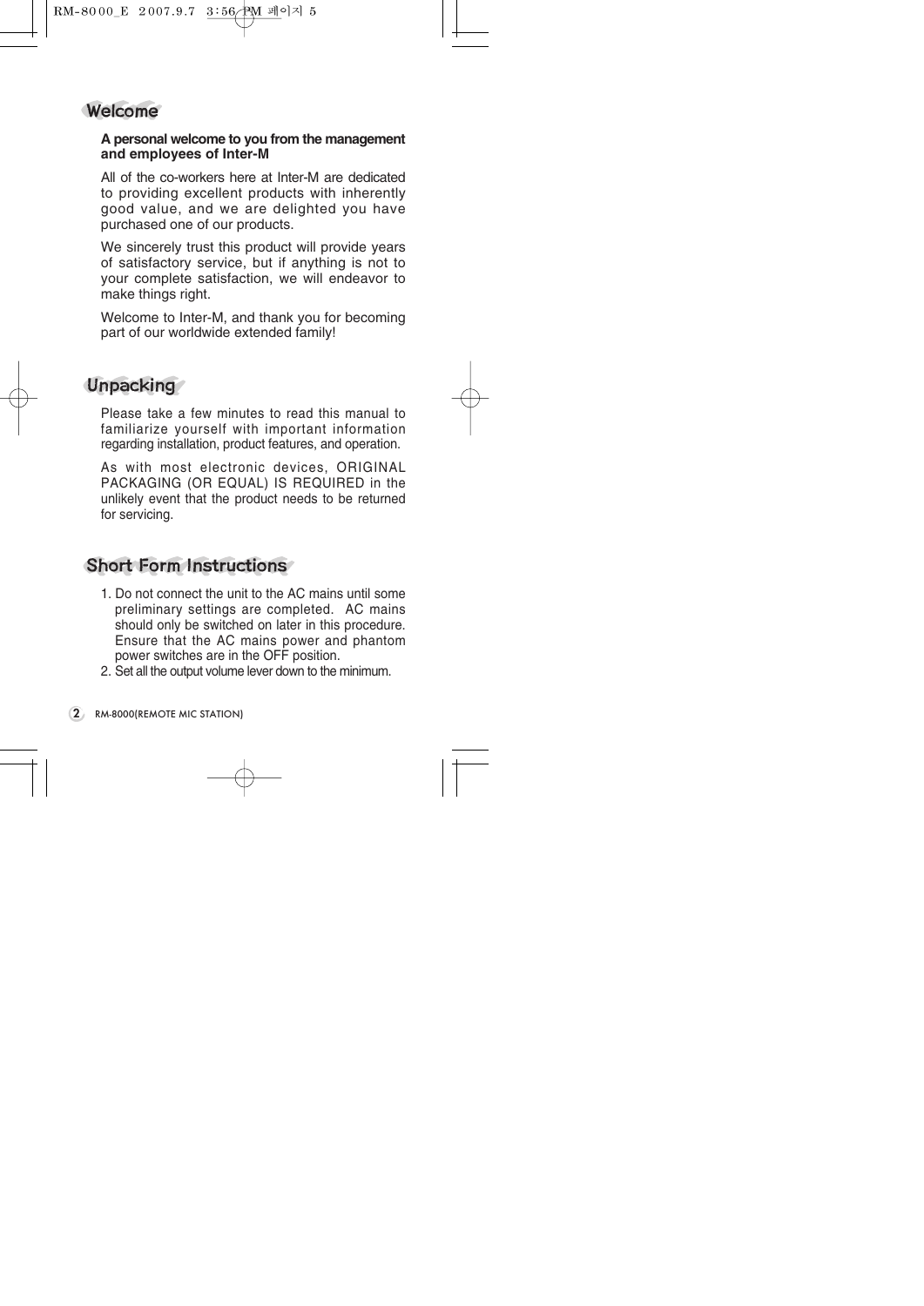## Welcome

**A personal welcome to you from the management and employees of Inter-M**

All of the co-workers here at Inter-M are dedicated to providing excellent products with inherently good value, and we are delighted you have purchased one of our products.

We sincerely trust this product will provide years of satisfactory service, but if anything is not to your complete satisfaction, we will endeavor to make things right.

Welcome to Inter-M, and thank you for becoming part of our worldwide extended family!

## Unpacking

Please take a few minutes to read this manual to familiarize yourself with important information regarding installation, product features, and operation.

As with most electronic devices, ORIGINAL PACKAGING (OR EQUAL) IS REQUIRED in the unlikely event that the product needs to be returned for servicing.

## Short Form Instructions

1. Do not connect the unit to the AC mains until some preliminary settings are completed. AC mains should only be switched on later in this procedure. Ensure that the AC mains power and phantom power switches are in the OFF position.
2. Set all the output volume lever down to the minimum.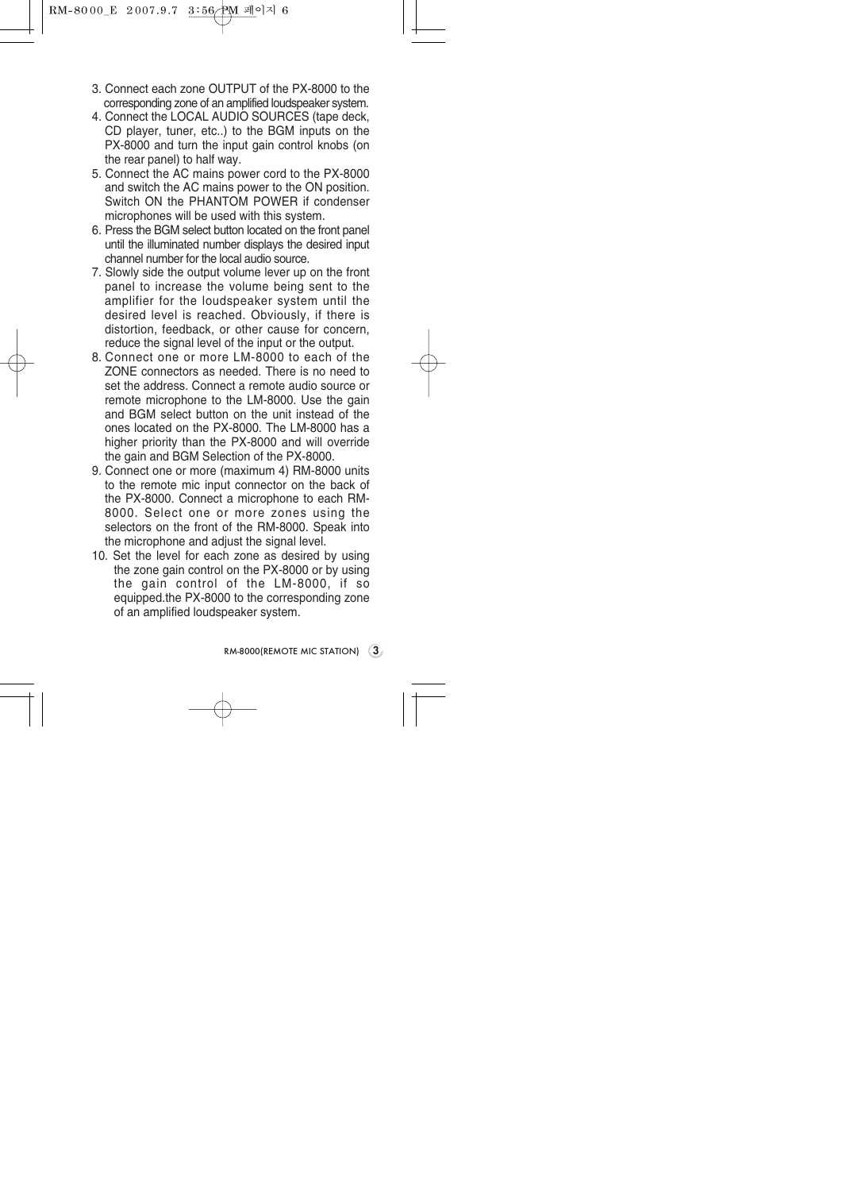3. Connect each zone OUTPUT of the PX-8000 to the corresponding zone of an amplified loudspeaker system.
4. Connect the LOCAL AUDIO SOURCES (tape deck, CD player, tuner, etc..) to the BGM inputs on the PX-8000 and turn the input gain control knobs (on the rear panel) to half way.
5. Connect the AC mains power cord to the PX-8000 and switch the AC mains power to the ON position. Switch ON the PHANTOM POWER if condenser microphones will be used with this system.
6. Press the BGM select button located on the front panel until the illuminated number displays the desired input channel number for the local audio source.
7. Slowly side the output volume lever up on the front panel to increase the volume being sent to the amplifier for the loudspeaker system until the desired level is reached. Obviously, if there is distortion, feedback, or other cause for concern, reduce the signal level of the input or the output.
8. Connect one or more LM-8000 to each of the ZONE connectors as needed. There is no need to set the address. Connect a remote audio source or remote microphone to the LM-8000. Use the gain and BGM select button on the unit instead of the ones located on the PX-8000. The LM-8000 has a higher priority than the PX-8000 and will override the gain and BGM Selection of the PX-8000.
9. Connect one or more (maximum 4) RM-8000 units to the remote mic input connector on the back of the PX-8000. Connect a microphone to each RM-8000. Select one or more zones using the selectors on the front of the RM-8000. Speak into the microphone and adjust the signal level.
10. Set the level for each zone as desired by using the zone gain control on the PX-8000 or by using the gain control of the LM-8000, if so equipped.the PX-8000 to the corresponding zone of an amplified loudspeaker system.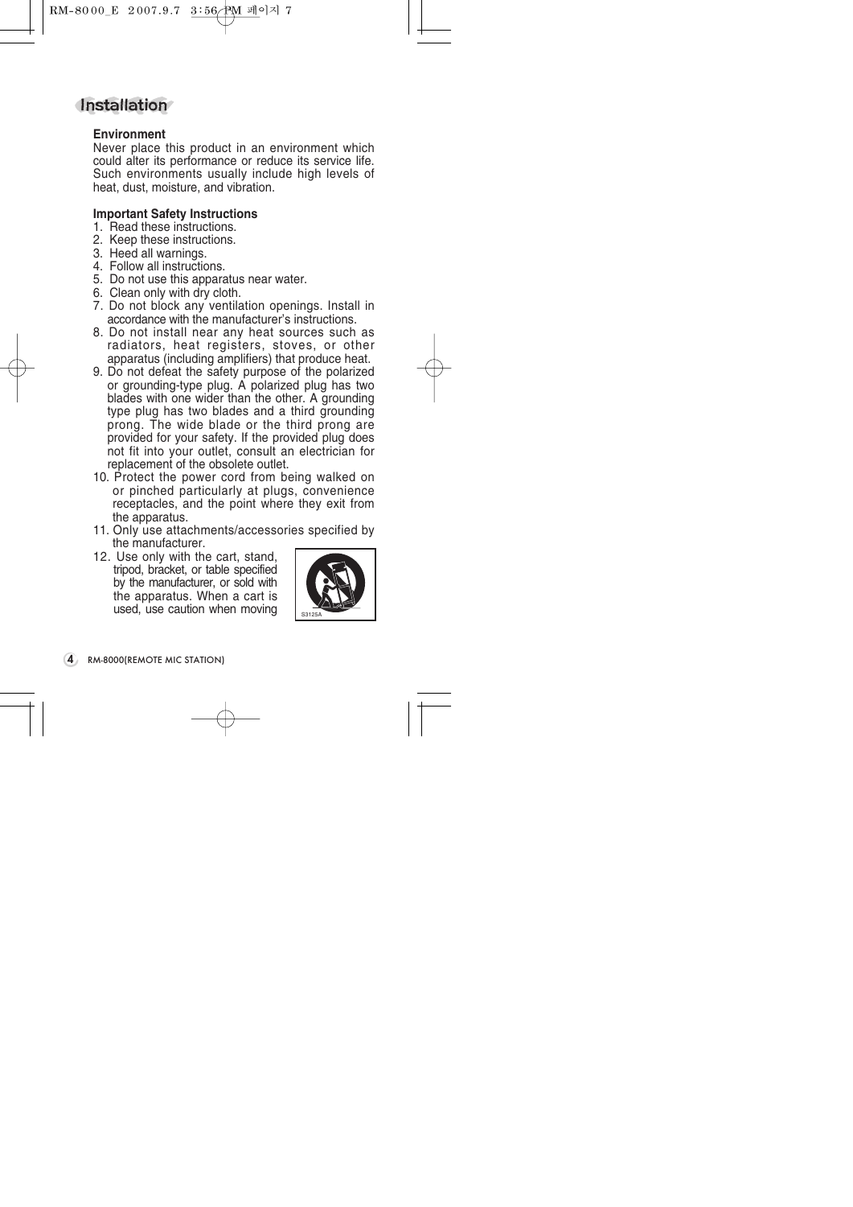# Installation

**Environment**

Never place this product in an environment which could alter its performance or reduce its service life. Such environments usually include high levels of heat, dust, moisture, and vibration.

**Important Safety Instructions**

1. Read these instructions.
2. Keep these instructions.
3. Heed all warnings.
4. Follow all instructions.
5. Do not use this apparatus near water.
6. Clean only with dry cloth.
7. Do not block any ventilation openings. Install in accordance with the manufacturer's instructions.
8. Do not install near any heat sources such as radiators, heat registers, stoves, or other apparatus (including amplifiers) that produce heat.
9. Do not defeat the safety purpose of the polarized or grounding-type plug. A polarized plug has two blades with one wider than the other. A grounding type plug has two blades and a third grounding prong. The wide blade or the third prong are provided for your safety. If the provided plug does not fit into your outlet, consult an electrician for replacement of the obsolete outlet.
10. Protect the power cord from being walked on or pinched particularly at plugs, convenience receptacles, and the point where they exit from the apparatus.
11. Only use attachments/accessories specified by the manufacturer.
12. Use only with the cart, stand, tripod, bracket, or table specified by the manufacturer, or sold with the apparatus. When a cart is used, use caution when moving

S3125A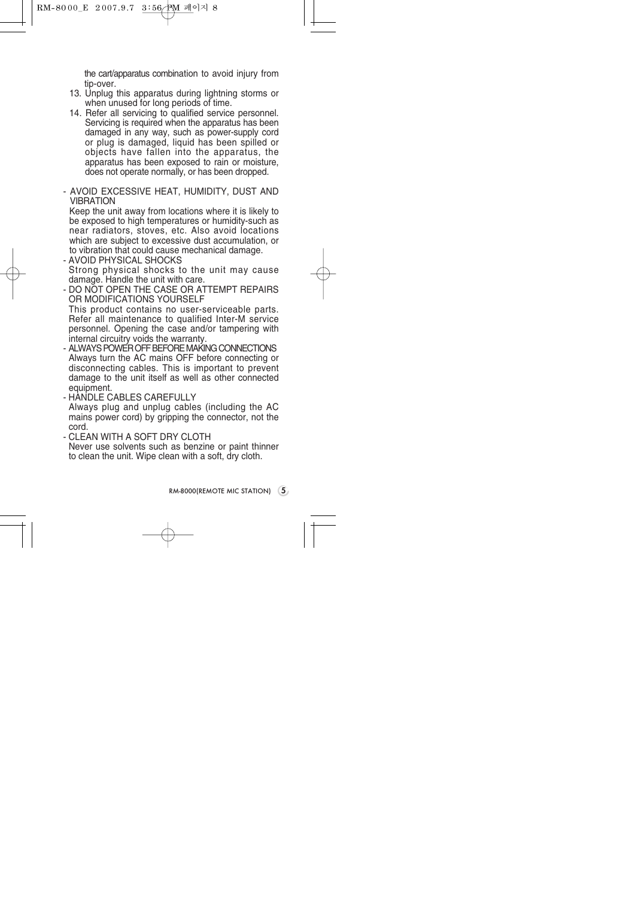the cart/apparatus combination to avoid injury from tip-over.

13. Unplug this apparatus during lightning storms or when unused for long periods of time.
14. Refer all servicing to qualified service personnel. Servicing is required when the apparatus has been damaged in any way, such as power-supply cord or plug is damaged, liquid has been spilled or objects have fallen into the apparatus, the apparatus has been exposed to rain or moisture, does not operate normally, or has been dropped.

- AVOID EXCESSIVE HEAT, HUMIDITY, DUST AND VIBRATION
  Keep the unit away from locations where it is likely to be exposed to high temperatures or humidity-such as near radiators, stoves, etc. Also avoid locations which are subject to excessive dust accumulation, or to vibration that could cause mechanical damage.
- AVOID PHYSICAL SHOCKS
  Strong physical shocks to the unit may cause damage. Handle the unit with care.
- DO NOT OPEN THE CASE OR ATTEMPT REPAIRS OR MODIFICATIONS YOURSELF
  This product contains no user-serviceable parts. Refer all maintenance to qualified Inter-M service personnel. Opening the case and/or tampering with internal circuitry voids the warranty.
- ALWAYS POWER OFF BEFORE MAKING CONNECTIONS
  Always turn the AC mains OFF before connecting or disconnecting cables. This is important to prevent damage to the unit itself as well as other connected equipment.
- HANDLE CABLES CAREFULLY
  Always plug and unplug cables (including the AC mains power cord) by gripping the connector, not the cord.
- CLEAN WITH A SOFT DRY CLOTH
  Never use solvents such as benzine or paint thinner to clean the unit. Wipe clean with a soft, dry cloth.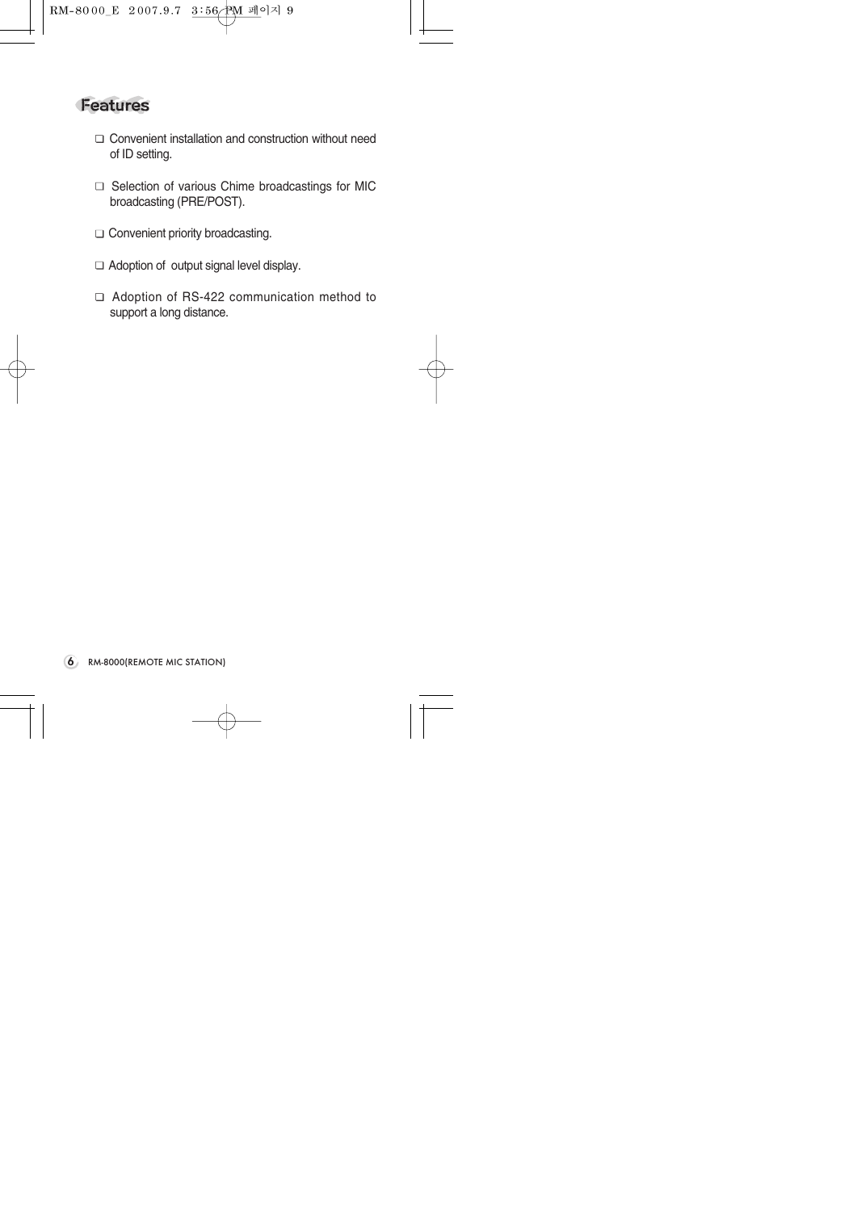## Features

- ❑ Convenient installation and construction without need of ID setting.
- ❑ Selection of various Chime broadcastings for MIC broadcasting (PRE/POST).
- ❑ Convenient priority broadcasting.
- ❑ Adoption of output signal level display.
- ❑ Adoption of RS-422 communication method to support a long distance.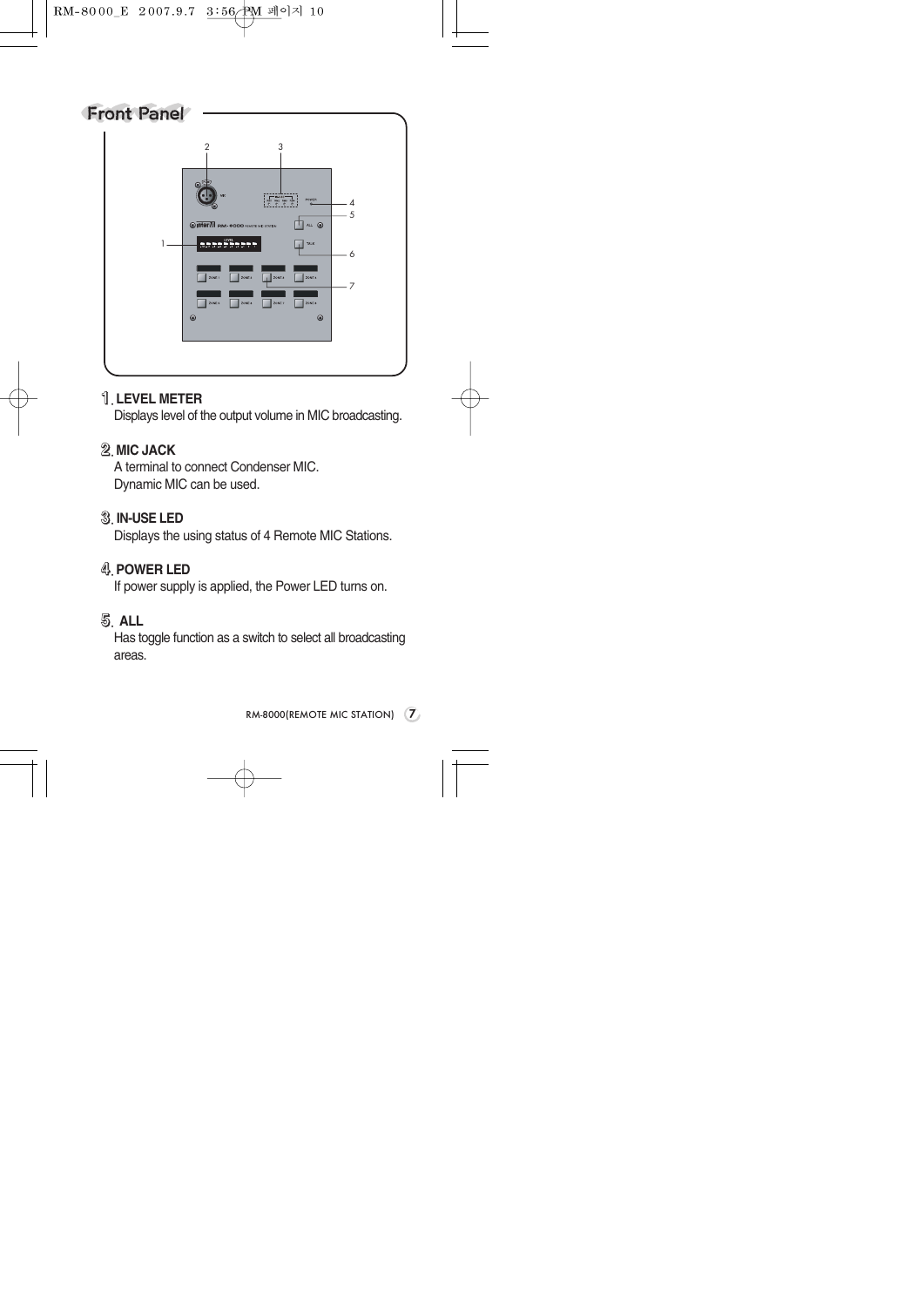## Front Panel

1. **LEVEL METER**
   Displays level of the output volume in MIC broadcasting.

2. **MIC JACK**
   A terminal to connect Condenser MIC.
   Dynamic MIC can be used.

3. **IN-USE LED**
   Displays the using status of 4 Remote MIC Stations.

4. **POWER LED**
   If power supply is applied, the Power LED turns on.

5. **ALL**
   Has toggle function as a switch to select all broadcasting areas.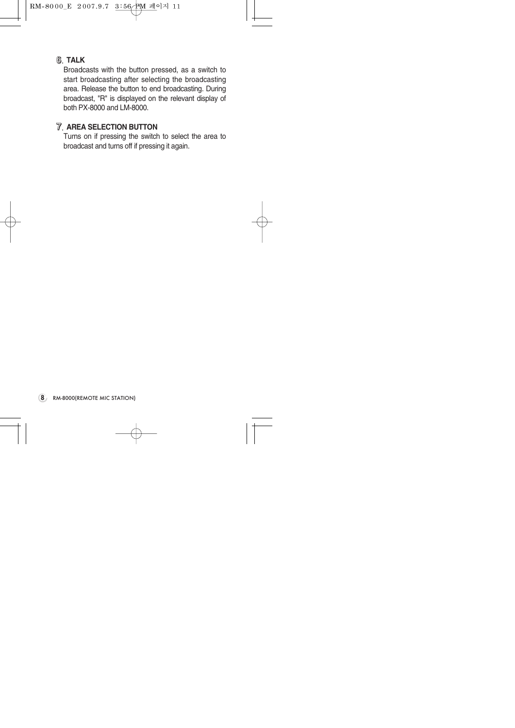### ⑥. TALK

Broadcasts with the button pressed, as a switch to start broadcasting after selecting the broadcasting area. Release the button to end broadcasting. During broadcast, "R" is displayed on the relevant display of both PX-8000 and LM-8000.

### ⑦. AREA SELECTION BUTTON

Turns on if pressing the switch to select the area to broadcast and turns off if pressing it again.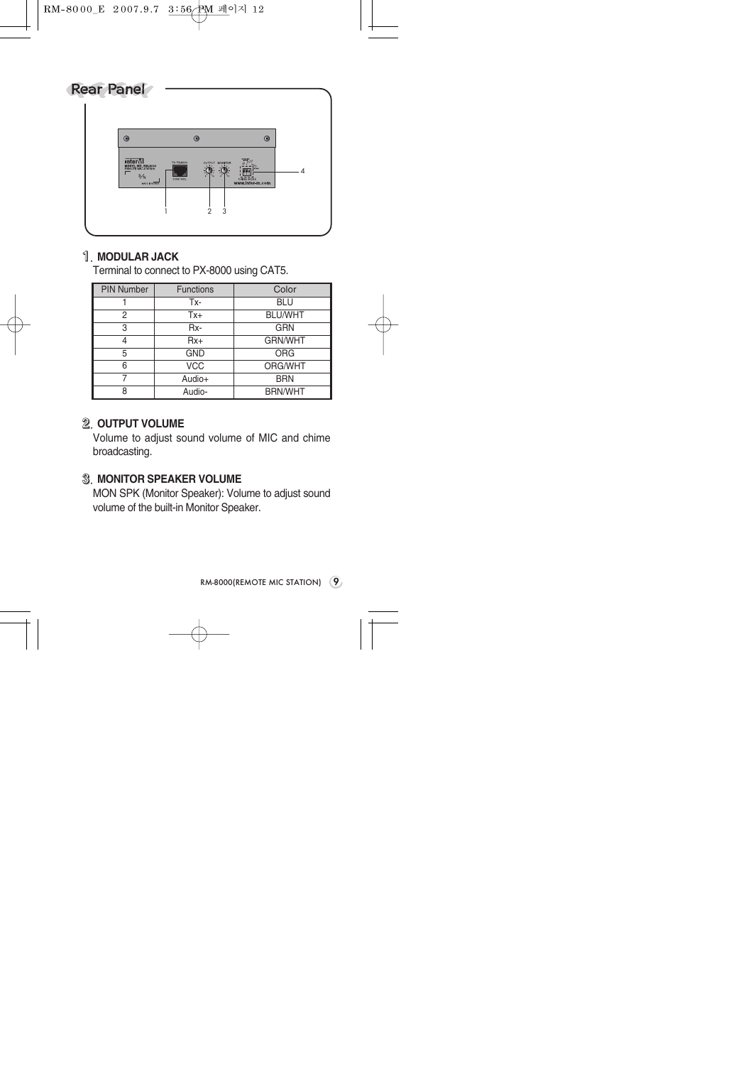## Rear Panel

### 1. MODULAR JACK

Terminal to connect to PX-8000 using CAT5.

| PIN Number | Functions | Color |
|---|---|---|
| 1 | Tx- | BLU |
| 2 | Tx+ | BLU/WHT |
| 3 | Rx- | GRN |
| 4 | Rx+ | GRN/WHT |
| 5 | GND | ORG |
| 6 | VCC | ORG/WHT |
| 7 | Audio+ | BRN |
| 8 | Audio- | BRN/WHT |

### 2. OUTPUT VOLUME

Volume to adjust sound volume of MIC and chime broadcasting.

### 3. MONITOR SPEAKER VOLUME

MON SPK (Monitor Speaker): Volume to adjust sound volume of the built-in Monitor Speaker.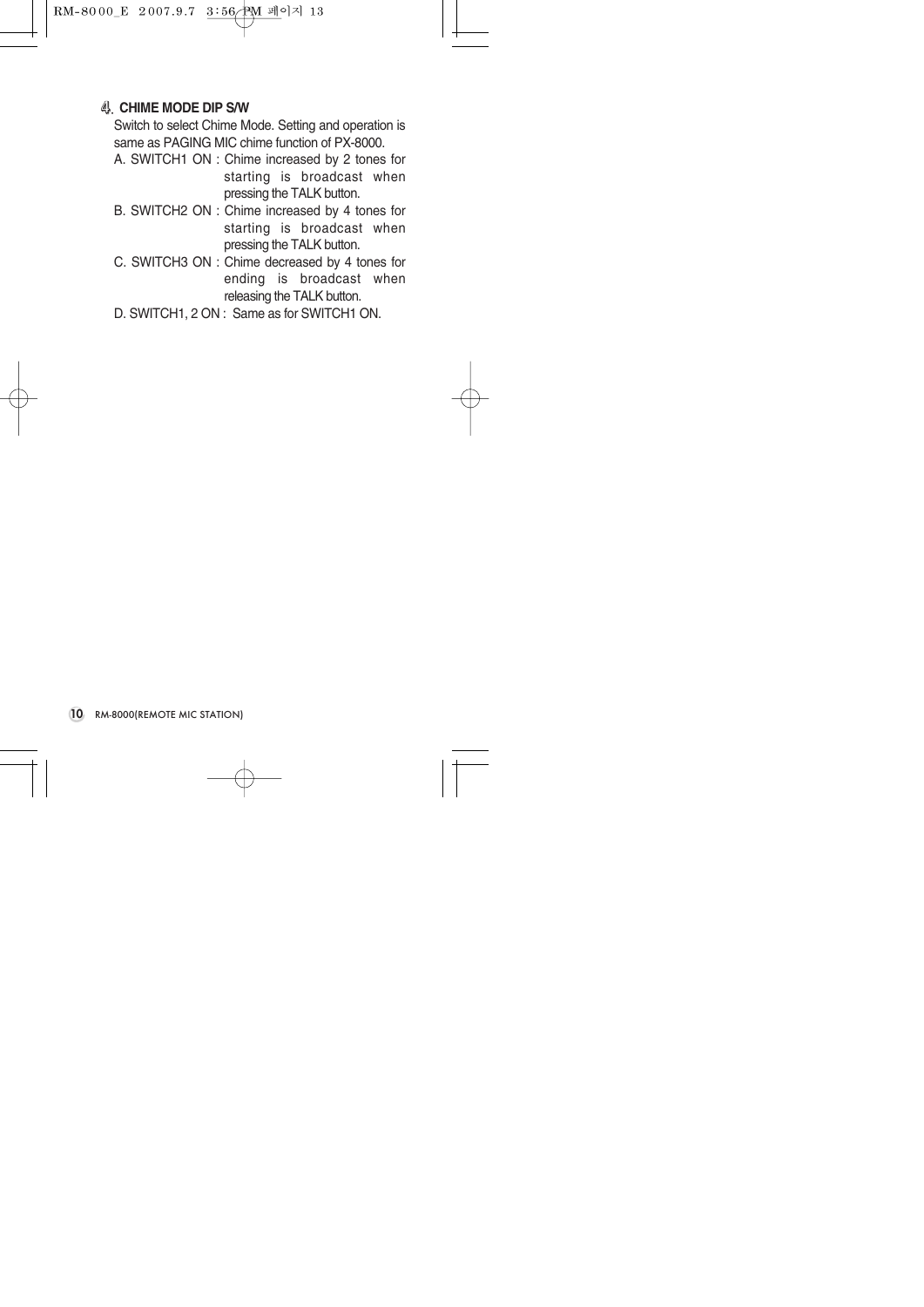**④. CHIME MODE DIP S/W**

Switch to select Chime Mode. Setting and operation is same as PAGING MIC chime function of PX-8000.

A. SWITCH1 ON : Chime increased by 2 tones for starting is broadcast when pressing the TALK button.

B. SWITCH2 ON : Chime increased by 4 tones for starting is broadcast when pressing the TALK button.

C. SWITCH3 ON : Chime decreased by 4 tones for ending is broadcast when releasing the TALK button.

D. SWITCH1, 2 ON : Same as for SWITCH1 ON.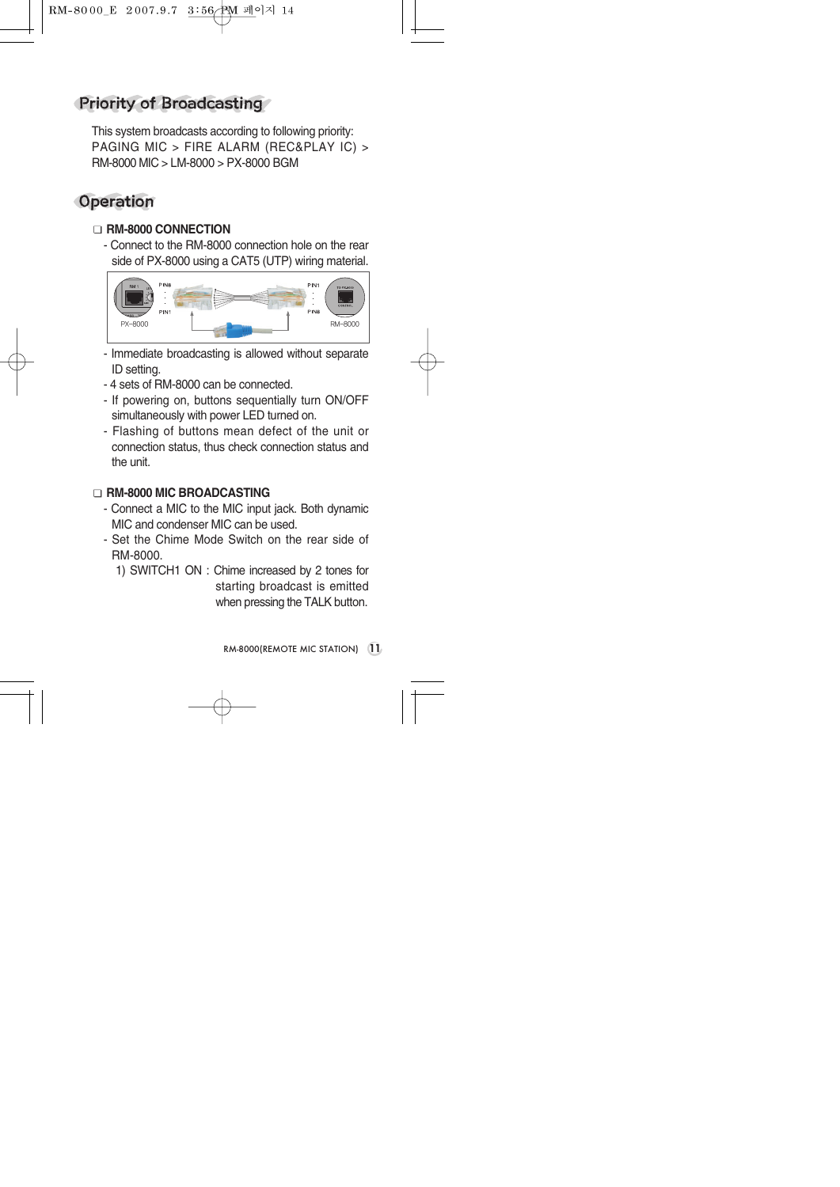## Priority of Broadcasting

This system broadcasts according to following priority:
PAGING MIC > FIRE ALARM (REC&PLAY IC) > RM-8000 MIC > LM-8000 > PX-8000 BGM

## Operation

### ❑ RM-8000 CONNECTION

- Connect to the RM-8000 connection hole on the rear side of PX-8000 using a CAT5 (UTP) wiring material.

PIN8 PIN1 PX-8000 PIN1 PIN8 RM-8000

- Immediate broadcasting is allowed without separate ID setting.
- 4 sets of RM-8000 can be connected.
- If powering on, buttons sequentially turn ON/OFF simultaneously with power LED turned on.
- Flashing of buttons mean defect of the unit or connection status, thus check connection status and the unit.

### ❑ RM-8000 MIC BROADCASTING

- Connect a MIC to the MIC input jack. Both dynamic MIC and condenser MIC can be used.
- Set the Chime Mode Switch on the rear side of RM-8000.
  1) SWITCH1 ON : Chime increased by 2 tones for starting broadcast is emitted when pressing the TALK button.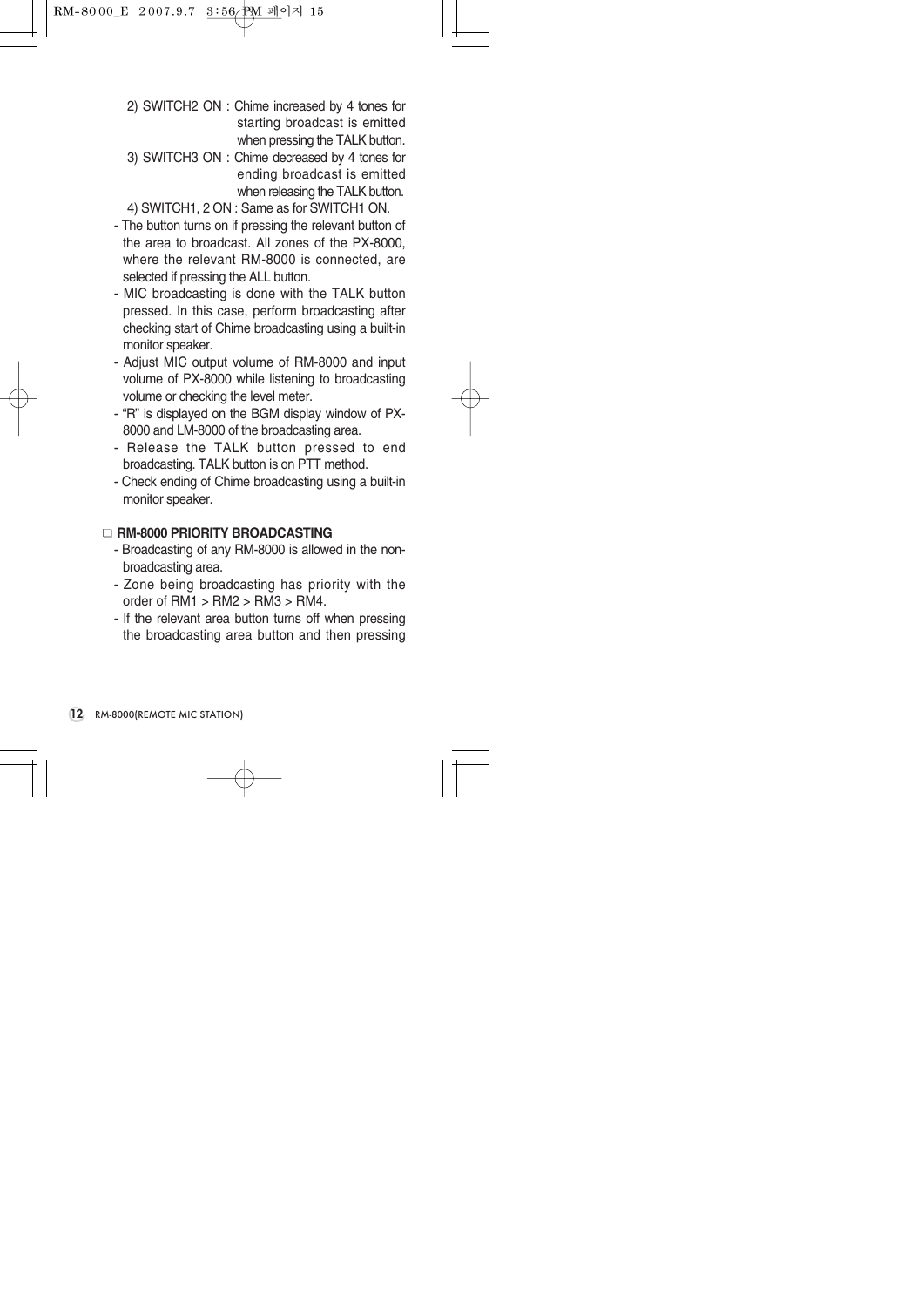2) SWITCH2 ON : Chime increased by 4 tones for starting broadcast is emitted when pressing the TALK button.

3) SWITCH3 ON : Chime decreased by 4 tones for ending broadcast is emitted when releasing the TALK button.

4) SWITCH1, 2 ON : Same as for SWITCH1 ON.

- The button turns on if pressing the relevant button of the area to broadcast. All zones of the PX-8000, where the relevant RM-8000 is connected, are selected if pressing the ALL button.
- MIC broadcasting is done with the TALK button pressed. In this case, perform broadcasting after checking start of Chime broadcasting using a built-in monitor speaker.
- Adjust MIC output volume of RM-8000 and input volume of PX-8000 while listening to broadcasting volume or checking the level meter.
- "R" is displayed on the BGM display window of PX-8000 and LM-8000 of the broadcasting area.
- Release the TALK button pressed to end broadcasting. TALK button is on PTT method.
- Check ending of Chime broadcasting using a built-in monitor speaker.

□ **RM-8000 PRIORITY BROADCASTING**

- Broadcasting of any RM-8000 is allowed in the non-broadcasting area.
- Zone being broadcasting has priority with the order of RM1 > RM2 > RM3 > RM4.
- If the relevant area button turns off when pressing the broadcasting area button and then pressing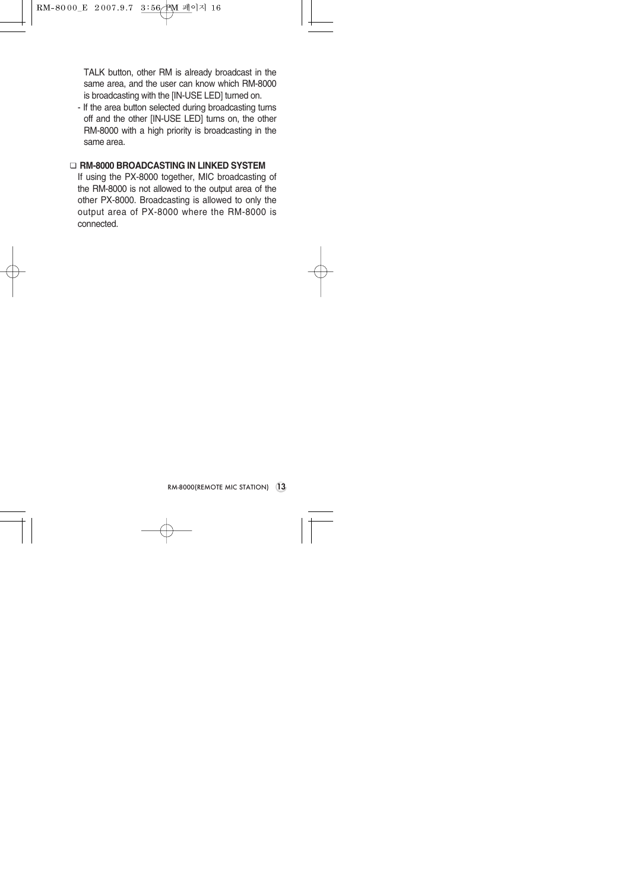TALK button, other RM is already broadcast in the same area, and the user can know which RM-8000 is broadcasting with the [IN-USE LED] turned on.

- If the area button selected during broadcasting turns off and the other [IN-USE LED] turns on, the other RM-8000 with a high priority is broadcasting in the same area.

❑ **RM-8000 BROADCASTING IN LINKED SYSTEM**

If using the PX-8000 together, MIC broadcasting of the RM-8000 is not allowed to the output area of the other PX-8000. Broadcasting is allowed to only the output area of PX-8000 where the RM-8000 is connected.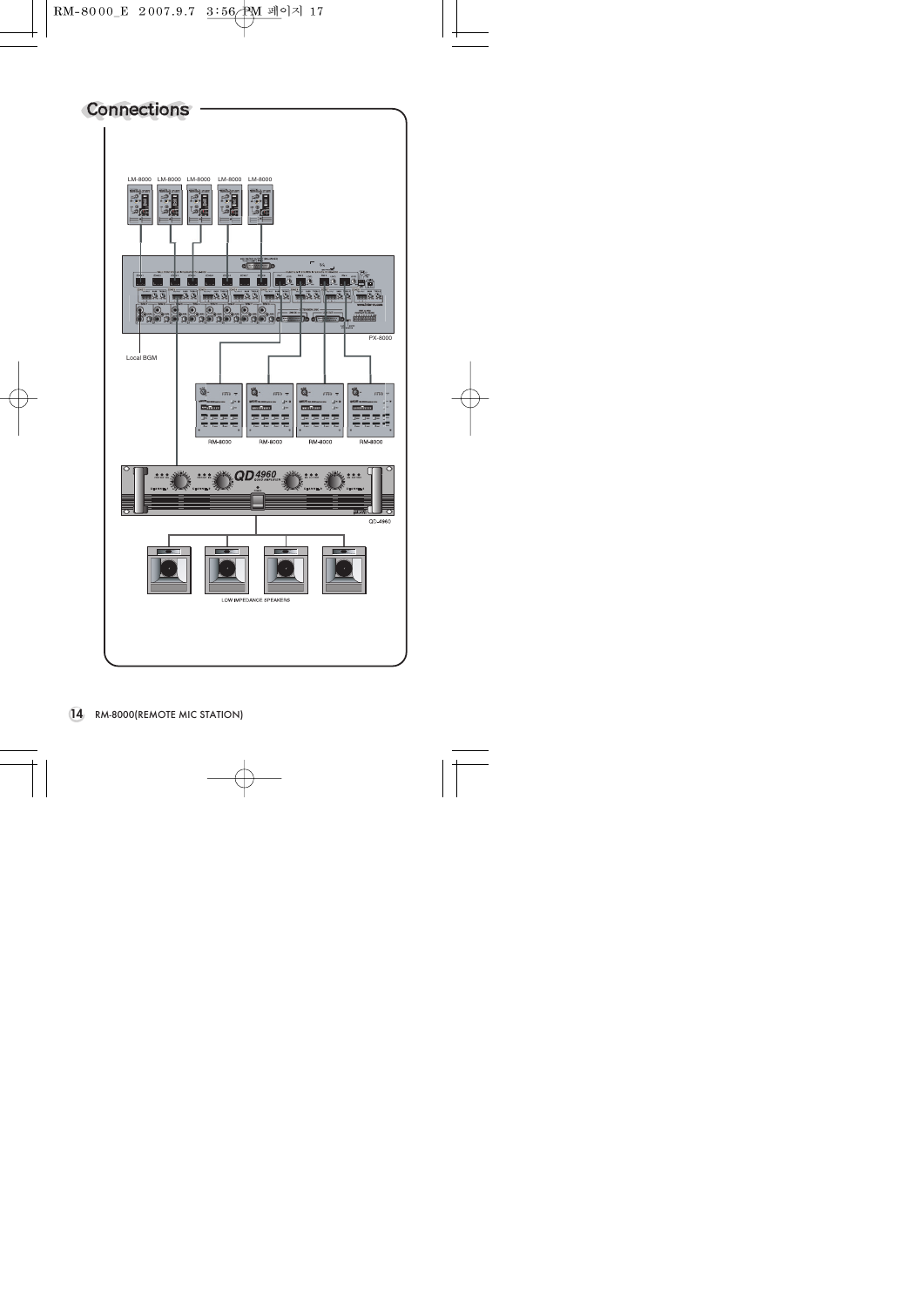# Connections

LM-8000 LM-8000 LM-8000 LM-8000 LM-8000

PX-8000

Local BGM

RM-8000 RM-8000 RM-8000 RM-8000

QD-4960

LOW IMPEDANCE SPEAKERS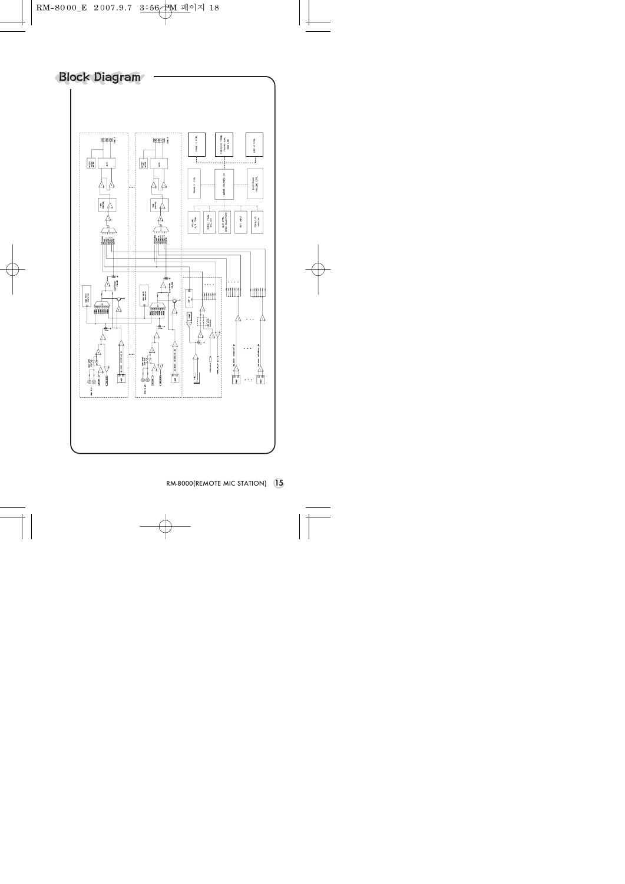# Block Diagram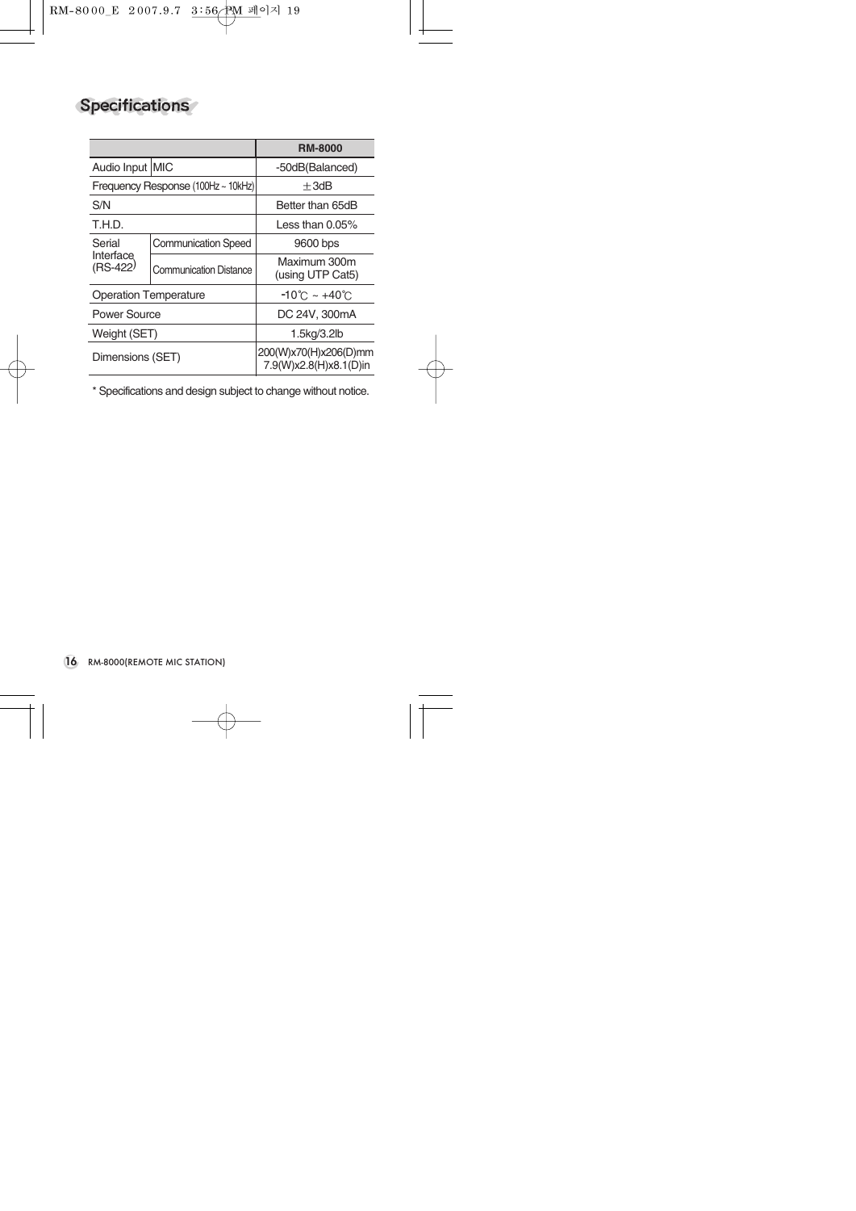# Specifications

| | | RM-8000 |
|---|---|---|
| Audio Input | MIC | -50dB(Balanced) |
| Frequency Response (100Hz ~ 10kHz) | | ±3dB |
| S/N | | Better than 65dB |
| T.H.D. | | Less than 0.05% |
| Serial Interface (RS-422) | Communication Speed | 9600 bps |
| | Communication Distance | Maximum 300m (using UTP Cat5) |
| Operation Temperature | | -10℃ ~ +40℃ |
| Power Source | | DC 24V, 300mA |
| Weight (SET) | | 1.5kg/3.2lb |
| Dimensions (SET) | | 200(W)x70(H)x206(D)mm 7.9(W)x2.8(H)x8.1(D)in |

* Specifications and design subject to change without notice.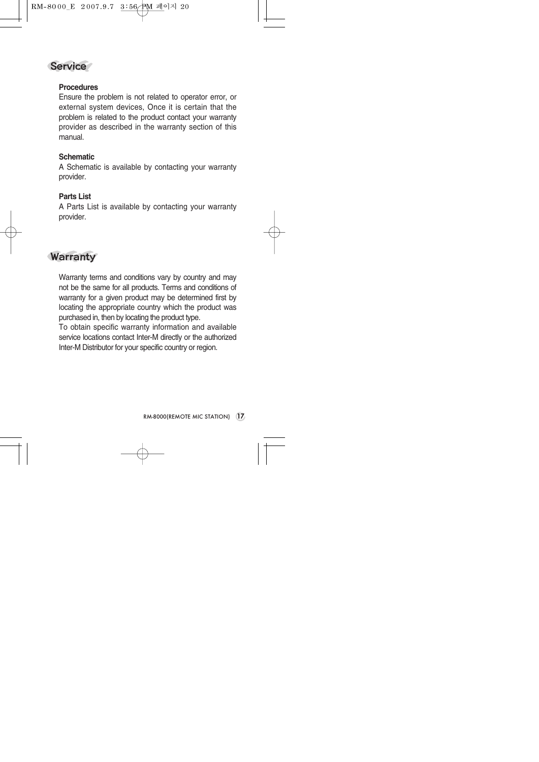# Service

### Procedures

Ensure the problem is not related to operator error, or external system devices, Once it is certain that the problem is related to the product contact your warranty provider as described in the warranty section of this manual.

### Schematic

A Schematic is available by contacting your warranty provider.

### Parts List

A Parts List is available by contacting your warranty provider.

# Warranty

Warranty terms and conditions vary by country and may not be the same for all products. Terms and conditions of warranty for a given product may be determined first by locating the appropriate country which the product was purchased in, then by locating the product type.
To obtain specific warranty information and available service locations contact Inter-M directly or the authorized Inter-M Distributor for your specific country or region.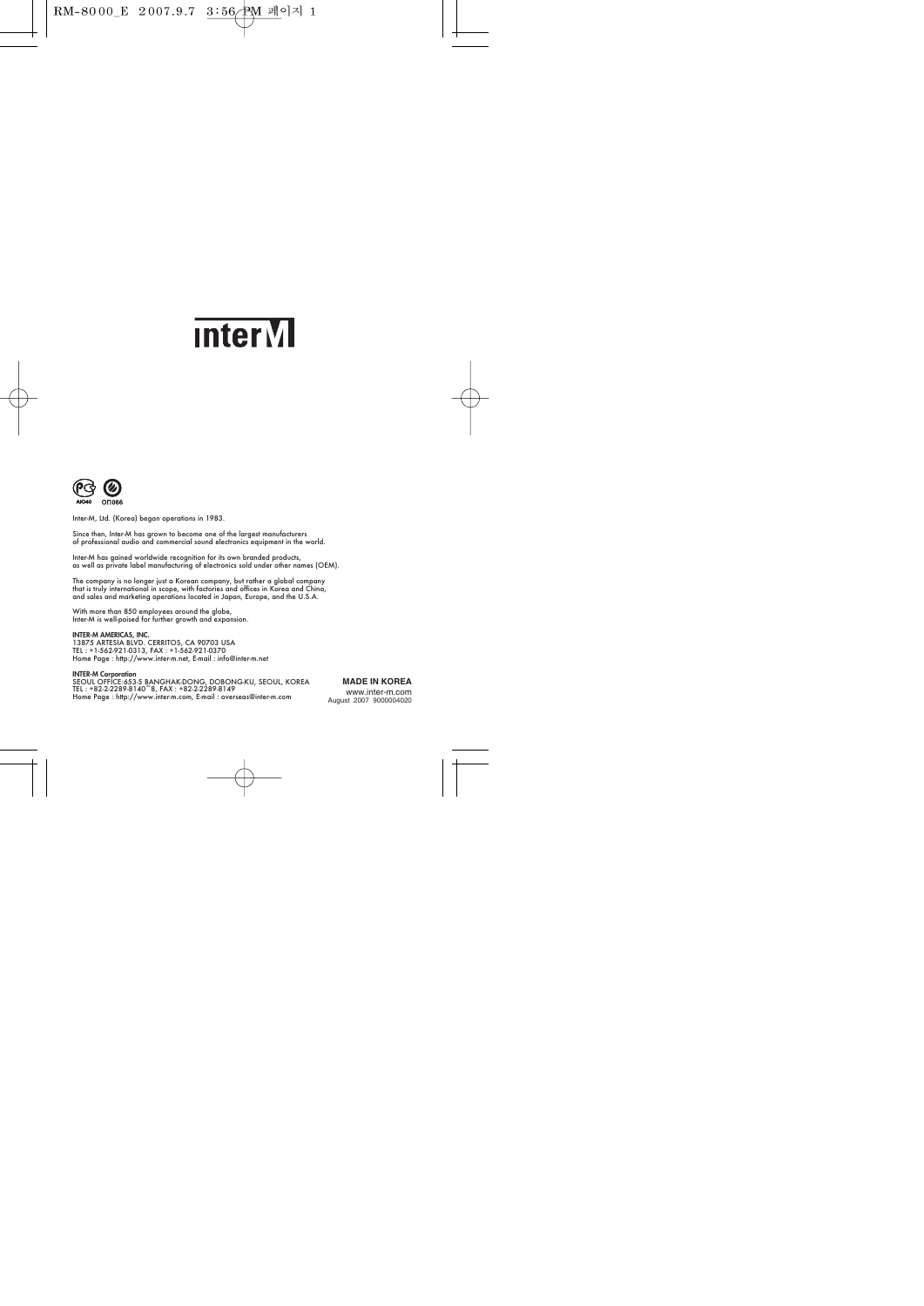inter M

AЮ40 ОП066

Inter-M, Ltd. (Korea) began operations in 1983.

Since then, Inter-M has grown to become one of the largest manufacturers of professional audio and commercial sound electronics equipment in the world.

Inter-M has gained worldwide recognition for its own branded products, as well as private label manufacturing of electronics sold under other names (OEM).

The company is no longer just a Korean company, but rather a global company that is truly international in scope, with factories and offices in Korea and China, and sales and marketing operations located in Japan, Europe, and the U.S.A.

With more than 850 employees around the globe, Inter-M is well-poised for further growth and expansion.

**INTER-M AMERICAS, INC.**
13875 ARTESIA BLVD. CERRITOS, CA 90703 USA
TEL : +1-562-921-0313, FAX : +1-562-921-0370
Home Page : http://www.inter-m.net, E-mail : info@inter-m.net

**INTER-M Corporation**
SEOUL OFFICE:653-5 BANGHAK-DONG, DOBONG-KU, SEOUL, KOREA
TEL : +82-2-2289-8140~8, FAX : +82-2-2289-8149
Home Page : http://www.inter-m.com, E-mail : overseas@inter-m.com

**MADE IN KOREA**
www.inter-m.com
August 2007 9000004020